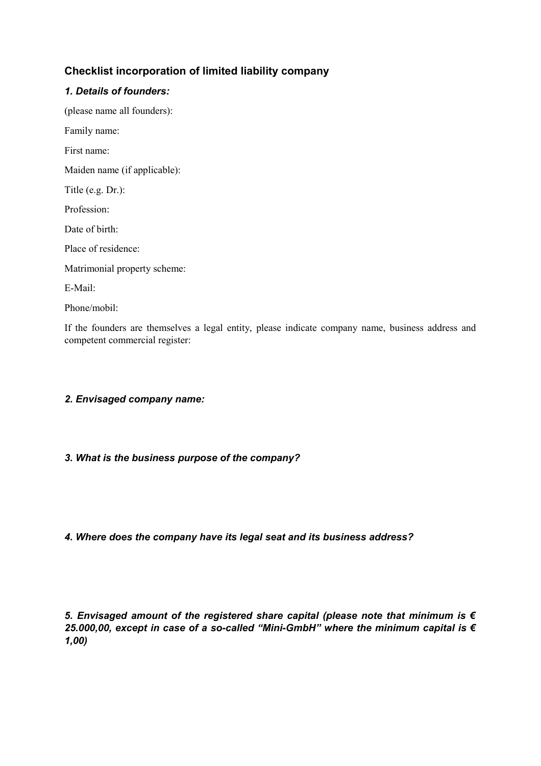## Checklist incorporation of limited liability company

### *1. Details of founders:*

(please name all founders):

Family name:

First name:

Maiden name (if applicable):

Title (e.g. Dr.):

Profession:

Date of birth:

Place of residence:

Matrimonial property scheme:

E-Mail:

Phone/mobil:

If the founders are themselves a legal entity, please indicate company name, business address and competent commercial register:

### *2. Envisaged company name:*

### *3. What is the business purpose of the company?*

### *4. Where does the company have its legal seat and its business address?*

### *5. Envisaged amount of the registered share capital (please note that minimum is € 25.000,00, except in case of a so-called "Mini-GmbH" where the minimum capital is € 1,00)*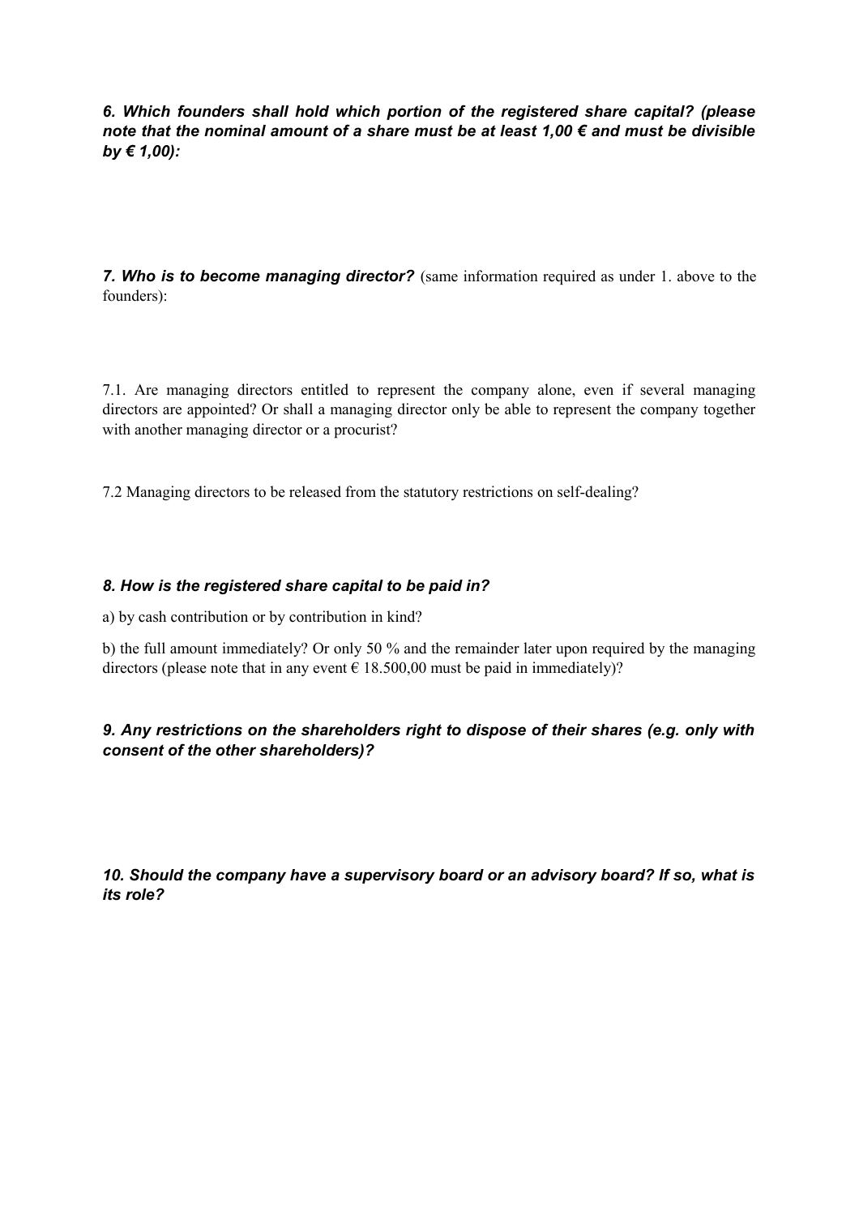***6. Which founders shall hold which portion of the registered share capital? (please note that the nominal amount of a share must be at least 1,00 € and must be divisible by € 1,00):***

***7. Who is to become managing director?*** (same information required as under 1. above to the founders):

7.1. Are managing directors entitled to represent the company alone, even if several managing directors are appointed? Or shall a managing director only be able to represent the company together with another managing director or a procurist?

7.2 Managing directors to be released from the statutory restrictions on self-dealing?

***8. How is the registered share capital to be paid in?***

a) by cash contribution or by contribution in kind?

b) the full amount immediately? Or only 50 % and the remainder later upon required by the managing directors (please note that in any event € 18.500,00 must be paid in immediately)?

***9. Any restrictions on the shareholders right to dispose of their shares (e.g. only with consent of the other shareholders)?***

***10. Should the company have a supervisory board or an advisory board? If so, what is its role?***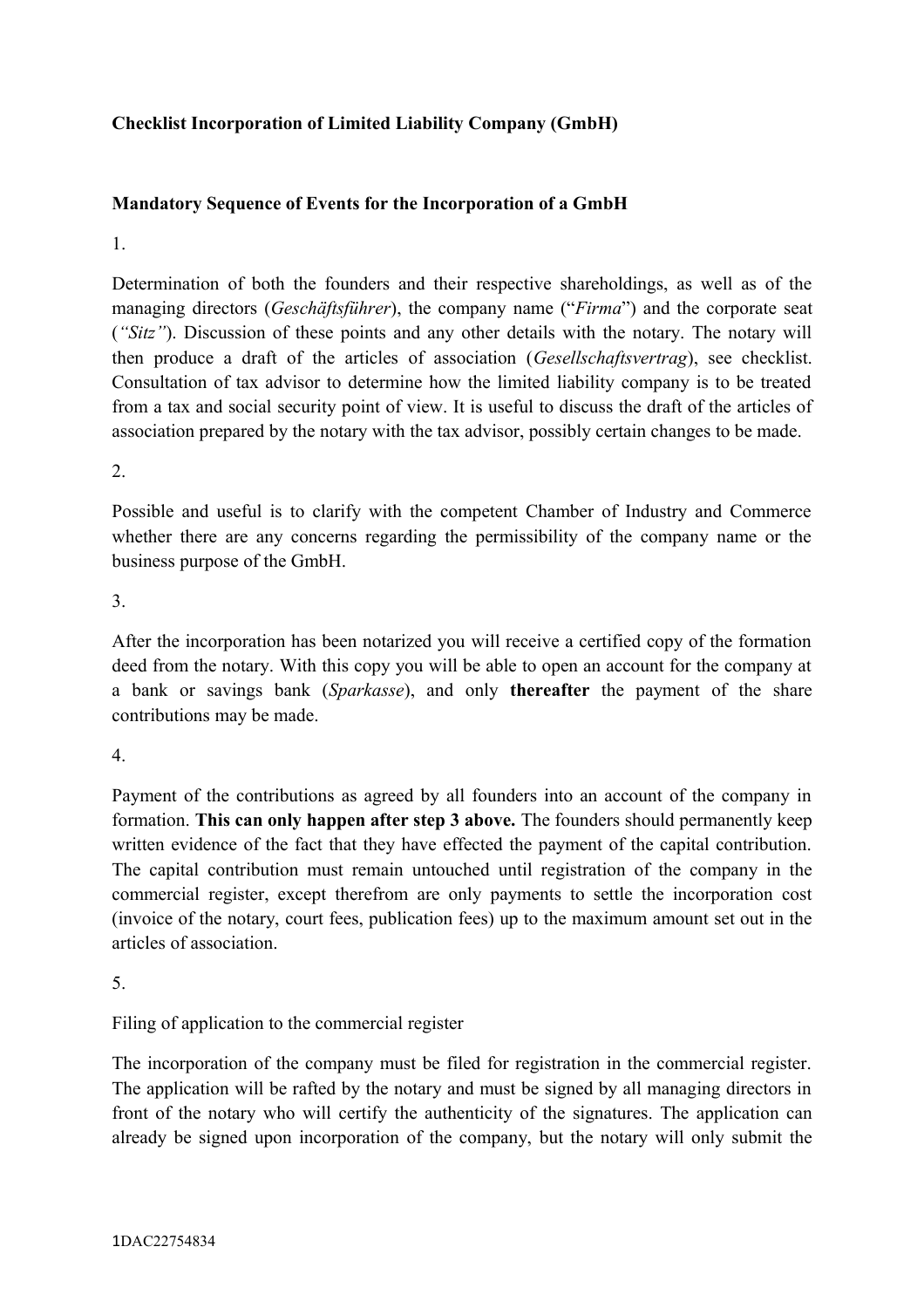**Checklist Incorporation of Limited Liability Company (GmbH)**

**Mandatory Sequence of Events for the Incorporation of a GmbH**

1.

Determination of both the founders and their respective shareholdings, as well as of the managing directors (*Geschäftsführer*), the company name ("*Firma*") and the corporate seat (*"Sitz"*). Discussion of these points and any other details with the notary. The notary will then produce a draft of the articles of association (*Gesellschaftsvertrag*), see checklist. Consultation of tax advisor to determine how the limited liability company is to be treated from a tax and social security point of view. It is useful to discuss the draft of the articles of association prepared by the notary with the tax advisor, possibly certain changes to be made.

2.

Possible and useful is to clarify with the competent Chamber of Industry and Commerce whether there are any concerns regarding the permissibility of the company name or the business purpose of the GmbH.

3.

After the incorporation has been notarized you will receive a certified copy of the formation deed from the notary. With this copy you will be able to open an account for the company at a bank or savings bank (*Sparkasse*), and only **thereafter** the payment of the share contributions may be made.

4.

Payment of the contributions as agreed by all founders into an account of the company in formation. **This can only happen after step 3 above.** The founders should permanently keep written evidence of the fact that they have effected the payment of the capital contribution. The capital contribution must remain untouched until registration of the company in the commercial register, except therefrom are only payments to settle the incorporation cost (invoice of the notary, court fees, publication fees) up to the maximum amount set out in the articles of association.

5.

Filing of application to the commercial register

The incorporation of the company must be filed for registration in the commercial register. The application will be rafted by the notary and must be signed by all managing directors in front of the notary who will certify the authenticity of the signatures. The application can already be signed upon incorporation of the company, but the notary will only submit the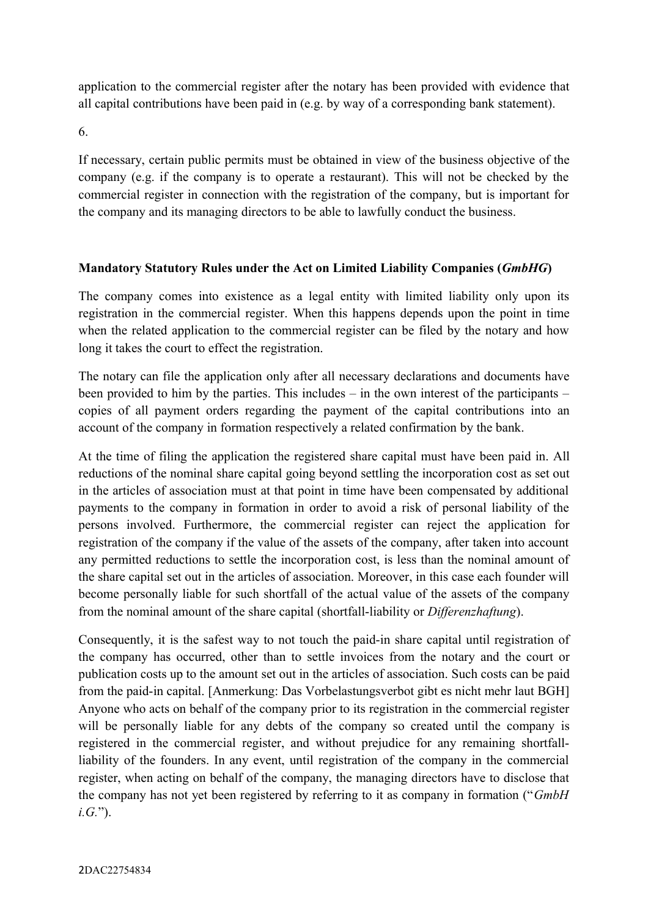application to the commercial register after the notary has been provided with evidence that all capital contributions have been paid in (e.g. by way of a corresponding bank statement).

6.

If necessary, certain public permits must be obtained in view of the business objective of the company (e.g. if the company is to operate a restaurant). This will not be checked by the commercial register in connection with the registration of the company, but is important for the company and its managing directors to be able to lawfully conduct the business.

**Mandatory Statutory Rules under the Act on Limited Liability Companies (*GmbHG*)**

The company comes into existence as a legal entity with limited liability only upon its registration in the commercial register. When this happens depends upon the point in time when the related application to the commercial register can be filed by the notary and how long it takes the court to effect the registration.

The notary can file the application only after all necessary declarations and documents have been provided to him by the parties. This includes – in the own interest of the participants – copies of all payment orders regarding the payment of the capital contributions into an account of the company in formation respectively a related confirmation by the bank.

At the time of filing the application the registered share capital must have been paid in. All reductions of the nominal share capital going beyond settling the incorporation cost as set out in the articles of association must at that point in time have been compensated by additional payments to the company in formation in order to avoid a risk of personal liability of the persons involved. Furthermore, the commercial register can reject the application for registration of the company if the value of the assets of the company, after taken into account any permitted reductions to settle the incorporation cost, is less than the nominal amount of the share capital set out in the articles of association. Moreover, in this case each founder will become personally liable for such shortfall of the actual value of the assets of the company from the nominal amount of the share capital (shortfall-liability or *Differenzhaftung*).

Consequently, it is the safest way to not touch the paid-in share capital until registration of the company has occurred, other than to settle invoices from the notary and the court or publication costs up to the amount set out in the articles of association. Such costs can be paid from the paid-in capital. [Anmerkung: Das Vorbelastungsverbot gibt es nicht mehr laut BGH] Anyone who acts on behalf of the company prior to its registration in the commercial register will be personally liable for any debts of the company so created until the company is registered in the commercial register, and without prejudice for any remaining shortfall-liability of the founders. In any event, until registration of the company in the commercial register, when acting on behalf of the company, the managing directors have to disclose that the company has not yet been registered by referring to it as company in formation ("*GmbH i.G.*").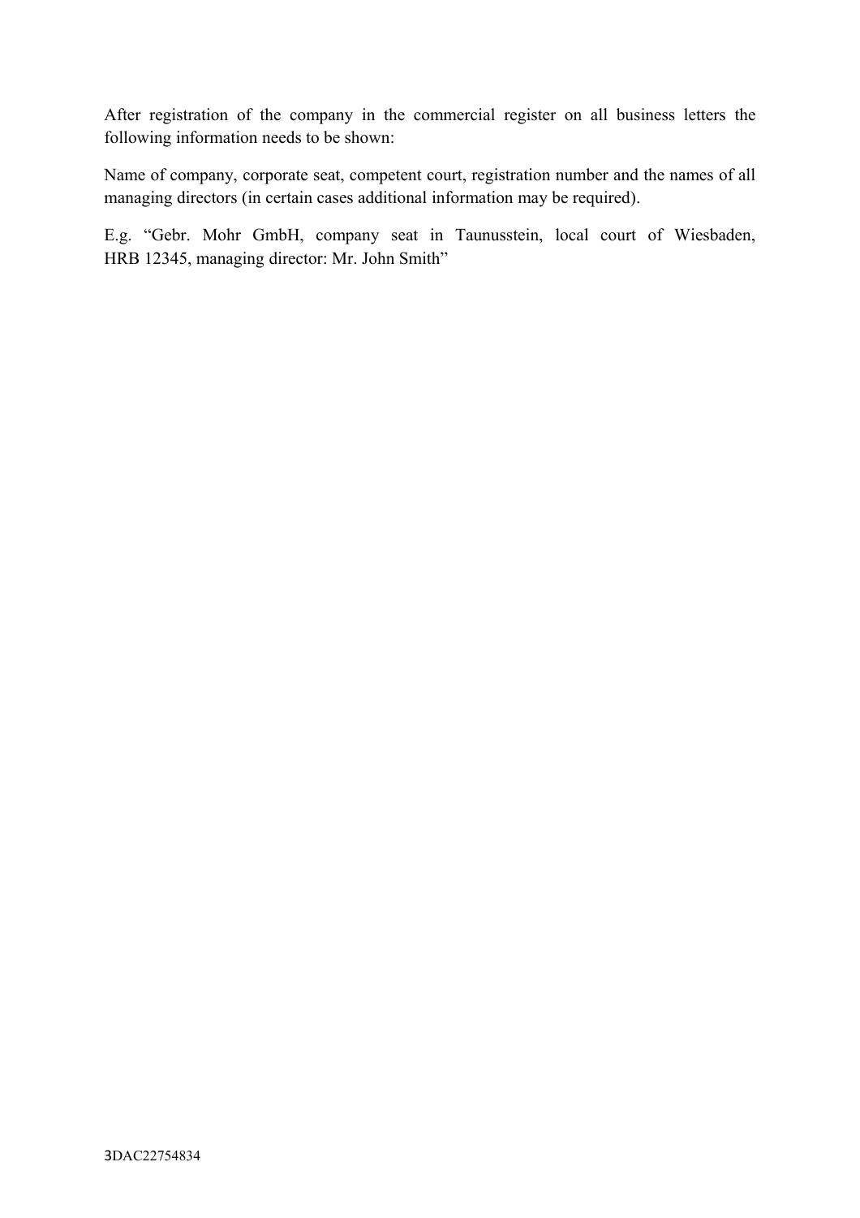After registration of the company in the commercial register on all business letters the following information needs to be shown:

Name of company, corporate seat, competent court, registration number and the names of all managing directors (in certain cases additional information may be required).

E.g. "Gebr. Mohr GmbH, company seat in Taunusstein, local court of Wiesbaden, HRB 12345, managing director: Mr. John Smith"